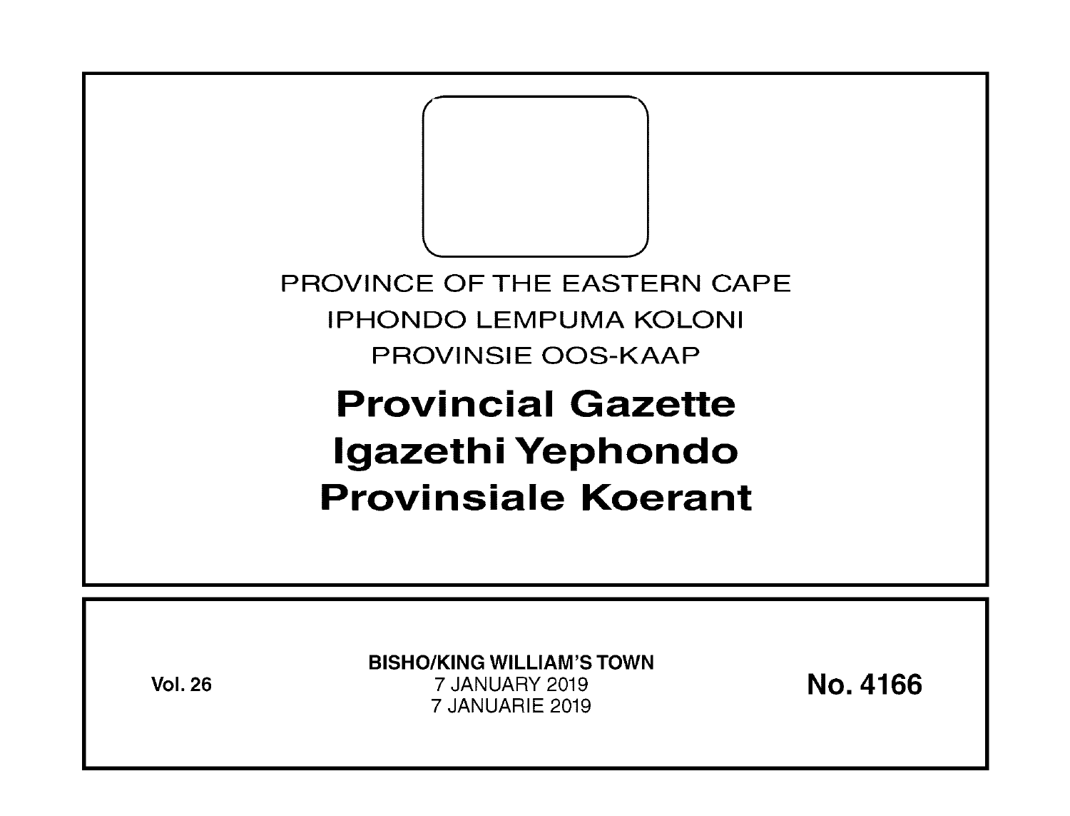PROVINCE OF THE EASTERN CAPE

IPHONDO LEMPUMA KOLONI

PROVINSIE OOS-KAAP

# Provincial Gazette
# Igazethi Yephondo
# Provinsiale Koerant

**Vol. 26**

**BISHO/KING WILLIAM'S TOWN**
7 JANUARY 2019
7 JANUARIE 2019

**No. 4166**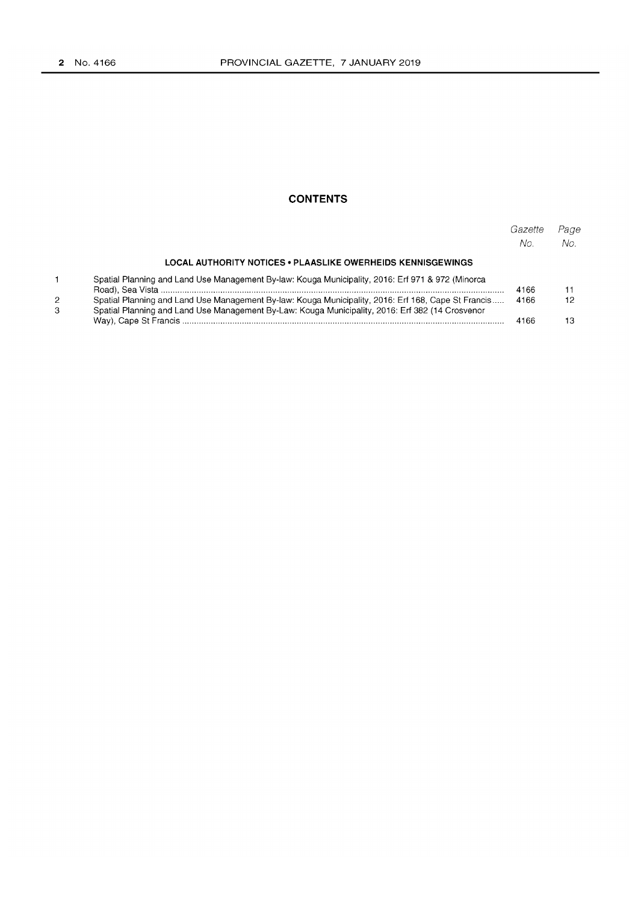## CONTENTS

| | | *Gazette No.* | *Page No.* |
|---|---|---|---|
| | **LOCAL AUTHORITY NOTICES • PLAASLIKE OWERHEIDS KENNISGEWINGS** | | |
| 1 | Spatial Planning and Land Use Management By-law: Kouga Municipality, 2016: Erf 971 & 972 (Minorca Road), Sea Vista | 4166 | 11 |
| 2 | Spatial Planning and Land Use Management By-law: Kouga Municipality, 2016: Erf 168, Cape St Francis | 4166 | 12 |
| 3 | Spatial Planning and Land Use Management By-Law: Kouga Municipality, 2016: Erf 382 (14 Crosvenor Way), Cape St Francis | 4166 | 13 |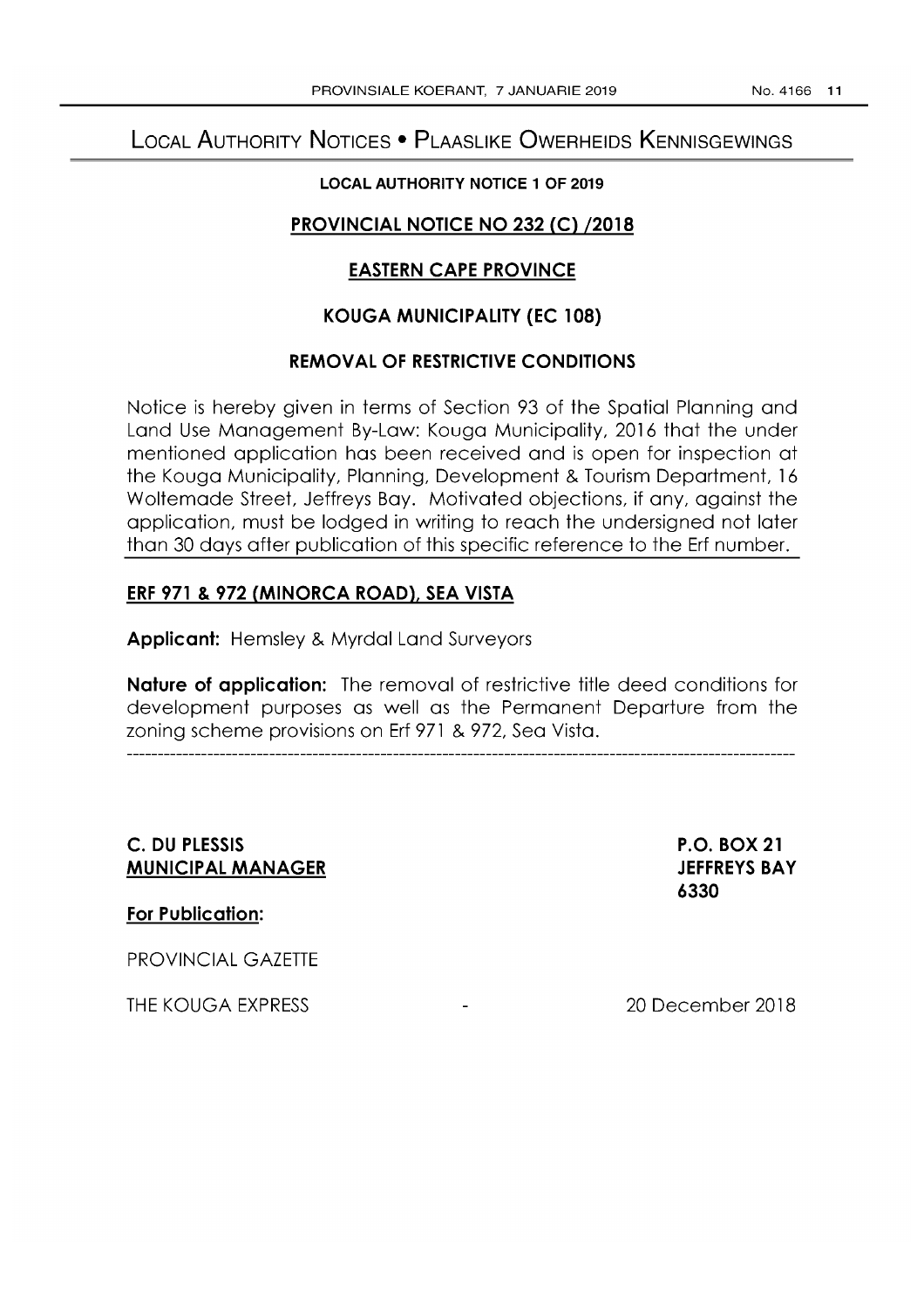# Local Authority Notices • Plaaslike Owerheids Kennisgewings

**LOCAL AUTHORITY NOTICE 1 OF 2019**

## PROVINCIAL NOTICE NO 232 (C) /2018

## EASTERN CAPE PROVINCE

## KOUGA MUNICIPALITY (EC 108)

## REMOVAL OF RESTRICTIVE CONDITIONS

Notice is hereby given in terms of Section 93 of the Spatial Planning and Land Use Management By-Law: Kouga Municipality, 2016 that the under mentioned application has been received and is open for inspection at the Kouga Municipality, Planning, Development & Tourism Department, 16 Woltemade Street, Jeffreys Bay. Motivated objections, if any, against the application, must be lodged in writing to reach the undersigned not later than 30 days after publication of this specific reference to the Erf number.

### ERF 971 & 972 (MINORCA ROAD), SEA VISTA

**Applicant:** Hemsley & Myrdal Land Surveyors

**Nature of application:** The removal of restrictive title deed conditions for development purposes as well as the Permanent Departure from the zoning scheme provisions on Erf 971 & 972, Sea Vista.

---

**C. DU PLESSIS**
**MUNICIPAL MANAGER**

**P.O. BOX 21**
**JEFFREYS BAY**
**6330**

**For Publication:**

PROVINCIAL GAZETTE

THE KOUGA EXPRESS - 20 December 2018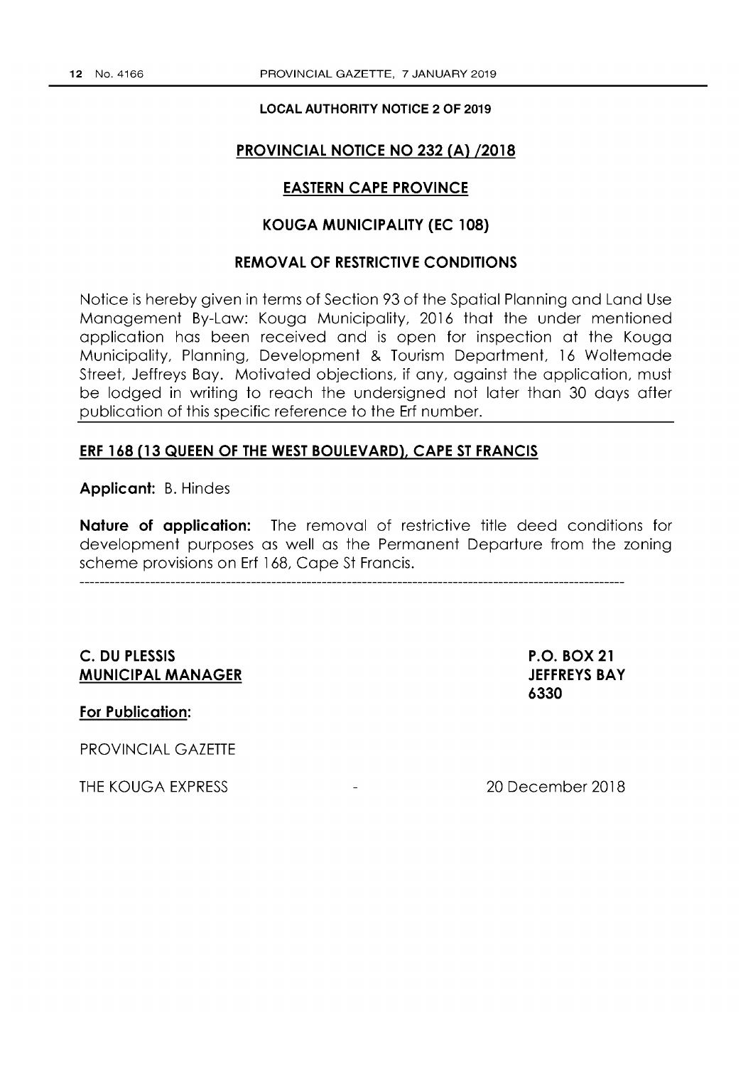**LOCAL AUTHORITY NOTICE 2 OF 2019**

## PROVINCIAL NOTICE NO 232 (A) /2018

## EASTERN CAPE PROVINCE

## KOUGA MUNICIPALITY (EC 108)

## REMOVAL OF RESTRICTIVE CONDITIONS

Notice is hereby given in terms of Section 93 of the Spatial Planning and Land Use Management By-Law: Kouga Municipality, 2016 that the under mentioned application has been received and is open for inspection at the Kouga Municipality, Planning, Development & Tourism Department, 16 Woltemade Street, Jeffreys Bay. Motivated objections, if any, against the application, must be lodged in writing to reach the undersigned not later than 30 days after publication of this specific reference to the Erf number.

**ERF 168 (13 QUEEN OF THE WEST BOULEVARD), CAPE ST FRANCIS**

**Applicant:** B. Hindes

**Nature of application:** The removal of restrictive title deed conditions for development purposes as well as the Permanent Departure from the zoning scheme provisions on Erf 168, Cape St Francis.

---

**C. DU PLESSIS**
**MUNICIPAL MANAGER**

**P.O. BOX 21**
**JEFFREYS BAY**
**6330**

**For Publication:**

PROVINCIAL GAZETTE

THE KOUGA EXPRESS - 20 December 2018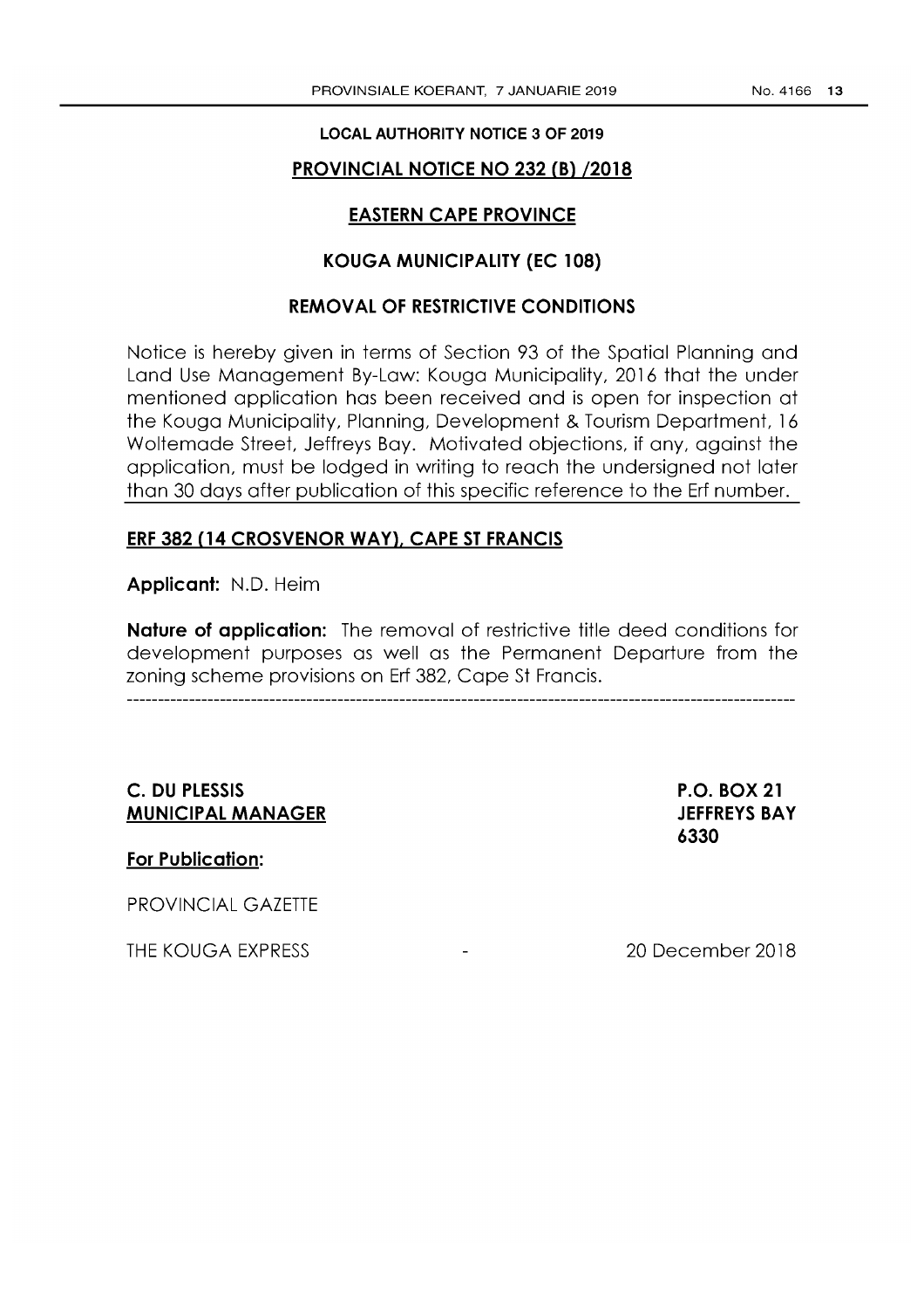**LOCAL AUTHORITY NOTICE 3 OF 2019**

**PROVINCIAL NOTICE NO 232 (B) /2018**

**EASTERN CAPE PROVINCE**

**KOUGA MUNICIPALITY (EC 108)**

**REMOVAL OF RESTRICTIVE CONDITIONS**

Notice is hereby given in terms of Section 93 of the Spatial Planning and Land Use Management By-Law: Kouga Municipality, 2016 that the under mentioned application has been received and is open for inspection at the Kouga Municipality, Planning, Development & Tourism Department, 16 Woltemade Street, Jeffreys Bay. Motivated objections, if any, against the application, must be lodged in writing to reach the undersigned not later than 30 days after publication of this specific reference to the Erf number.

**ERF 382 (14 CROSVENOR WAY), CAPE ST FRANCIS**

**Applicant:** N.D. Heim

**Nature of application:** The removal of restrictive title deed conditions for development purposes as well as the Permanent Departure from the zoning scheme provisions on Erf 382, Cape St Francis.

---

**C. DU PLESSIS**
**MUNICIPAL MANAGER**

**P.O. BOX 21**
**JEFFREYS BAY**
**6330**

**For Publication:**

PROVINCIAL GAZETTE

THE KOUGA EXPRESS - 20 December 2018